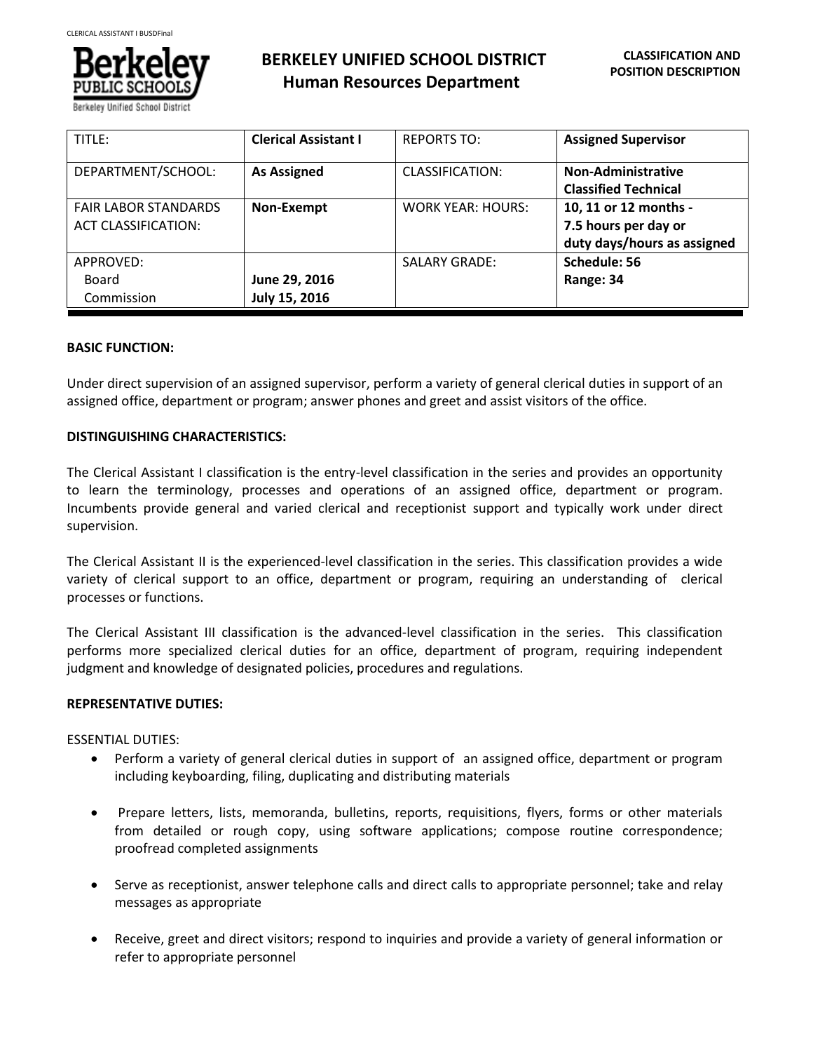# BERKELEY UNIFIED SCHOOL DISTRICT
## Human Resources Department

**CLASSIFICATION AND POSITION DESCRIPTION**

| TITLE: | **Clerical Assistant I** | REPORTS TO: | **Assigned Supervisor** |
|---|---|---|---|
| DEPARTMENT/SCHOOL: | **As Assigned** | CLASSIFICATION: | **Non-Administrative Classified Technical** |
| FAIR LABOR STANDARDS ACT CLASSIFICATION: | **Non-Exempt** | WORK YEAR: HOURS: | **10, 11 or 12 months - 7.5 hours per day or duty days/hours as assigned** |
| APPROVED: Board Commission | **June 29, 2016** **July 15, 2016** | SALARY GRADE: | **Schedule: 56 Range: 34** |

**BASIC FUNCTION:**

Under direct supervision of an assigned supervisor, perform a variety of general clerical duties in support of an assigned office, department or program; answer phones and greet and assist visitors of the office.

**DISTINGUISHING CHARACTERISTICS:**

The Clerical Assistant I classification is the entry-level classification in the series and provides an opportunity to learn the terminology, processes and operations of an assigned office, department or program. Incumbents provide general and varied clerical and receptionist support and typically work under direct supervision.

The Clerical Assistant II is the experienced-level classification in the series. This classification provides a wide variety of clerical support to an office, department or program, requiring an understanding of clerical processes or functions.

The Clerical Assistant III classification is the advanced-level classification in the series. This classification performs more specialized clerical duties for an office, department of program, requiring independent judgment and knowledge of designated policies, procedures and regulations.

**REPRESENTATIVE DUTIES:**

ESSENTIAL DUTIES:

- Perform a variety of general clerical duties in support of an assigned office, department or program including keyboarding, filing, duplicating and distributing materials
- Prepare letters, lists, memoranda, bulletins, reports, requisitions, flyers, forms or other materials from detailed or rough copy, using software applications; compose routine correspondence; proofread completed assignments
- Serve as receptionist, answer telephone calls and direct calls to appropriate personnel; take and relay messages as appropriate
- Receive, greet and direct visitors; respond to inquiries and provide a variety of general information or refer to appropriate personnel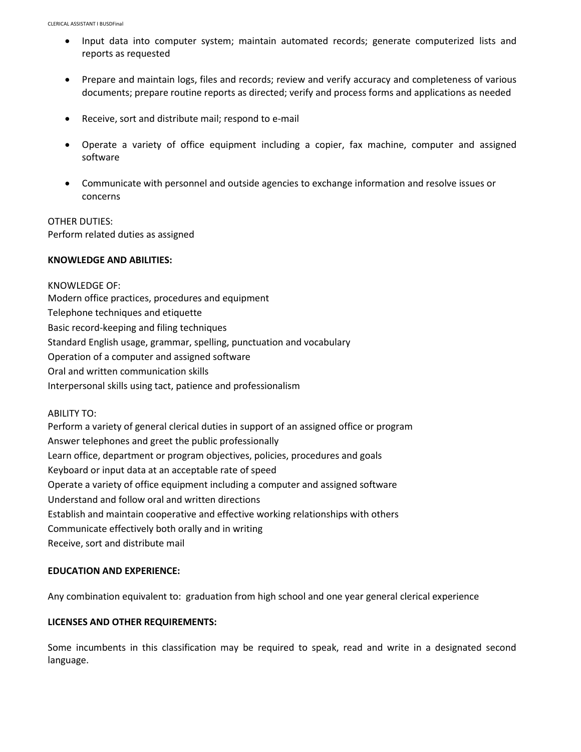- Input data into computer system; maintain automated records; generate computerized lists and reports as requested

- Prepare and maintain logs, files and records; review and verify accuracy and completeness of various documents; prepare routine reports as directed; verify and process forms and applications as needed

- Receive, sort and distribute mail; respond to e-mail

- Operate a variety of office equipment including a copier, fax machine, computer and assigned software

- Communicate with personnel and outside agencies to exchange information and resolve issues or concerns

OTHER DUTIES:
Perform related duties as assigned

**KNOWLEDGE AND ABILITIES:**

KNOWLEDGE OF:
Modern office practices, procedures and equipment
Telephone techniques and etiquette
Basic record-keeping and filing techniques
Standard English usage, grammar, spelling, punctuation and vocabulary
Operation of a computer and assigned software
Oral and written communication skills
Interpersonal skills using tact, patience and professionalism

ABILITY TO:
Perform a variety of general clerical duties in support of an assigned office or program
Answer telephones and greet the public professionally
Learn office, department or program objectives, policies, procedures and goals
Keyboard or input data at an acceptable rate of speed
Operate a variety of office equipment including a computer and assigned software
Understand and follow oral and written directions
Establish and maintain cooperative and effective working relationships with others
Communicate effectively both orally and in writing
Receive, sort and distribute mail

**EDUCATION AND EXPERIENCE:**

Any combination equivalent to: graduation from high school and one year general clerical experience

**LICENSES AND OTHER REQUIREMENTS:**

Some incumbents in this classification may be required to speak, read and write in a designated second language.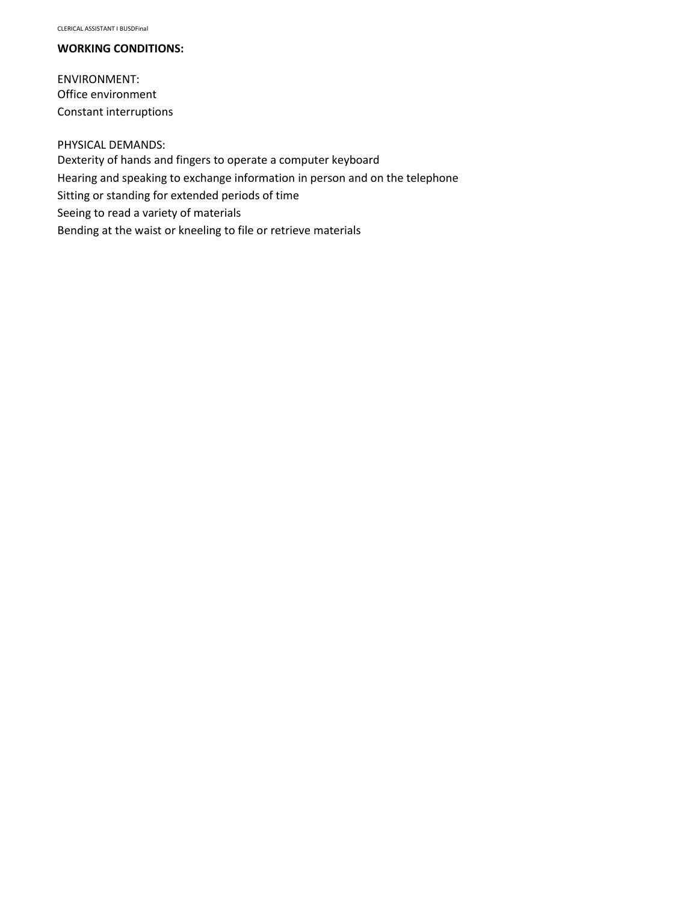**WORKING CONDITIONS:**

ENVIRONMENT:
Office environment
Constant interruptions

PHYSICAL DEMANDS:
Dexterity of hands and fingers to operate a computer keyboard
Hearing and speaking to exchange information in person and on the telephone
Sitting or standing for extended periods of time
Seeing to read a variety of materials
Bending at the waist or kneeling to file or retrieve materials